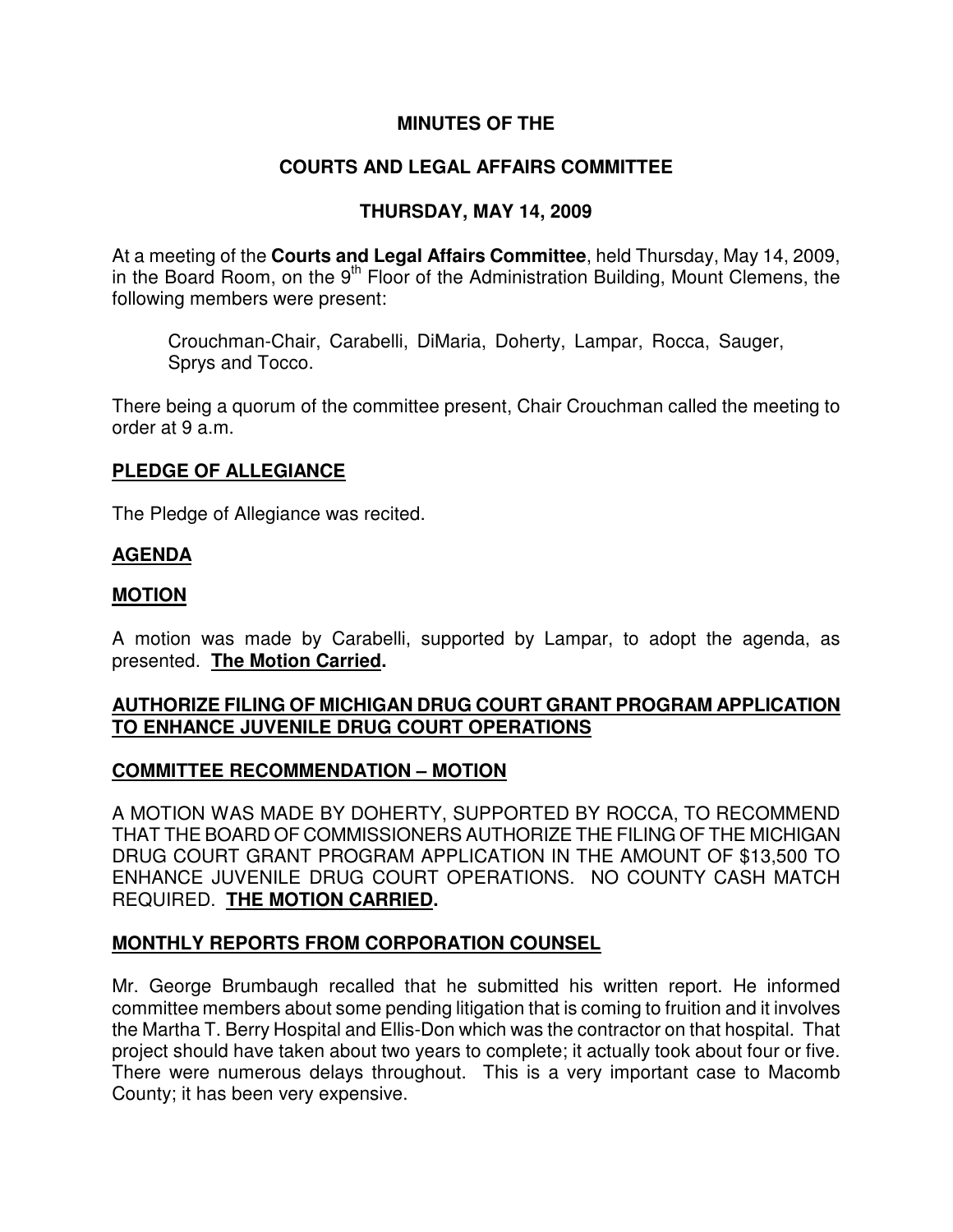# MINUTES OF THE

# COURTS AND LEGAL AFFAIRS COMMITTEE

# THURSDAY, MAY 14, 2009

At a meeting of the **Courts and Legal Affairs Committee**, held Thursday, May 14, 2009, in the Board Room, on the 9th Floor of the Administration Building, Mount Clemens, the following members were present:

> Crouchman-Chair, Carabelli, DiMaria, Doherty, Lampar, Rocca, Sauger, Sprys and Tocco.

There being a quorum of the committee present, Chair Crouchman called the meeting to order at 9 a.m.

## PLEDGE OF ALLEGIANCE

The Pledge of Allegiance was recited.

## AGENDA

## MOTION

A motion was made by Carabelli, supported by Lampar, to adopt the agenda, as presented. **The Motion Carried.**

## AUTHORIZE FILING OF MICHIGAN DRUG COURT GRANT PROGRAM APPLICATION TO ENHANCE JUVENILE DRUG COURT OPERATIONS

## COMMITTEE RECOMMENDATION – MOTION

A MOTION WAS MADE BY DOHERTY, SUPPORTED BY ROCCA, TO RECOMMEND THAT THE BOARD OF COMMISSIONERS AUTHORIZE THE FILING OF THE MICHIGAN DRUG COURT GRANT PROGRAM APPLICATION IN THE AMOUNT OF $13,500 TO ENHANCE JUVENILE DRUG COURT OPERATIONS. NO COUNTY CASH MATCH REQUIRED. **THE MOTION CARRIED.**

## MONTHLY REPORTS FROM CORPORATION COUNSEL

Mr. George Brumbaugh recalled that he submitted his written report. He informed committee members about some pending litigation that is coming to fruition and it involves the Martha T. Berry Hospital and Ellis-Don which was the contractor on that hospital. That project should have taken about two years to complete; it actually took about four or five. There were numerous delays throughout. This is a very important case to Macomb County; it has been very expensive.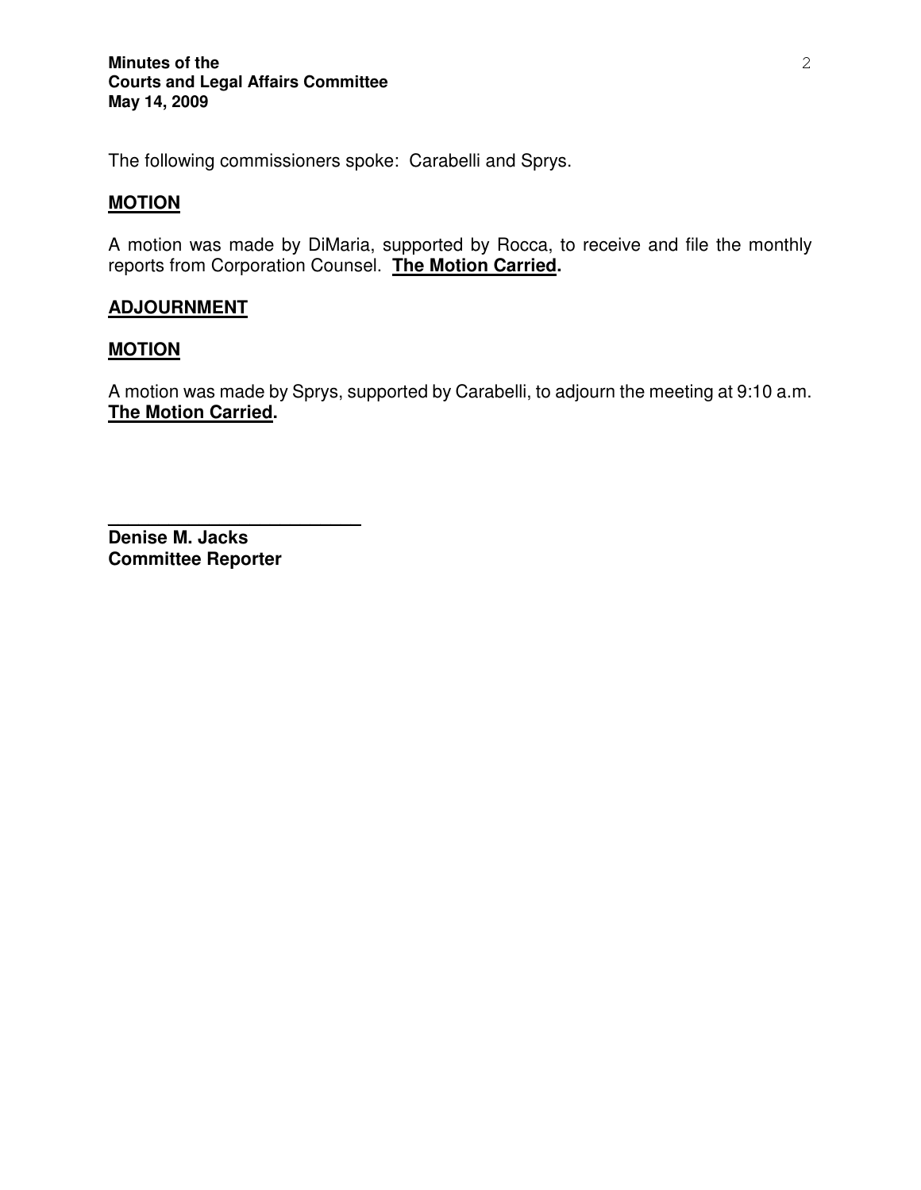The following commissioners spoke: Carabelli and Sprys.

## **MOTION**

A motion was made by DiMaria, supported by Rocca, to receive and file the monthly reports from Corporation Counsel. **The Motion Carried.**

## **ADJOURNMENT**

## **MOTION**

A motion was made by Sprys, supported by Carabelli, to adjourn the meeting at 9:10 a.m. **The Motion Carried.**

______________________________

**Denise M. Jacks**
**Committee Reporter**